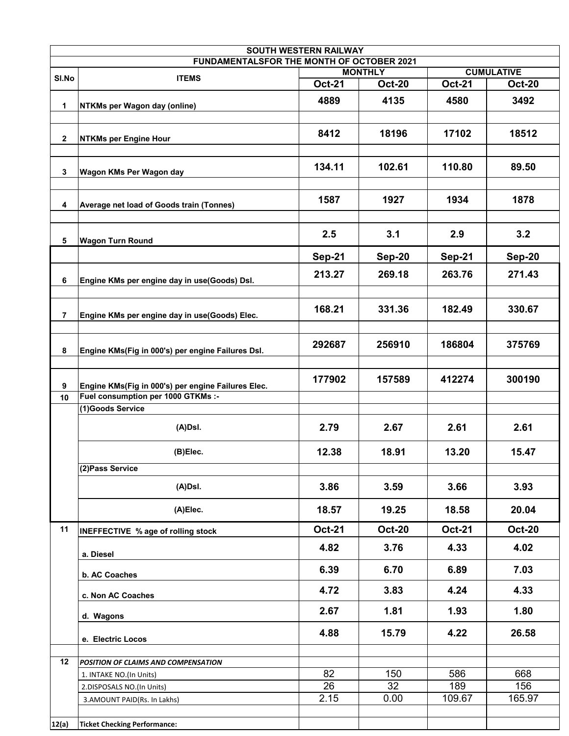| SOUTH WESTERN RAILWAY | | | | | |
|---|---|---|---|---|---|
| FUNDAMENTALSFOR THE MONTH OF OCTOBER 2021 | | | | | |
| Sl.No | ITEMS | MONTHLY | | CUMULATIVE | |
| | | Oct-21 | Oct-20 | Oct-21 | Oct-20 |
| 1 | NTKMs per Wagon day (online) | 4889 | 4135 | 4580 | 3492 |
| 2 | NTKMs per Engine Hour | 8412 | 18196 | 17102 | 18512 |
| 3 | Wagon KMs Per Wagon day | 134.11 | 102.61 | 110.80 | 89.50 |
| 4 | Average net load of Goods train (Tonnes) | 1587 | 1927 | 1934 | 1878 |
| 5 | Wagon Turn Round | 2.5 | 3.1 | 2.9 | 3.2 |
| | | Sep-21 | Sep-20 | Sep-21 | Sep-20 |
| 6 | Engine KMs per engine day in use(Goods) Dsl. | 213.27 | 269.18 | 263.76 | 271.43 |
| 7 | Engine KMs per engine day in use(Goods) Elec. | 168.21 | 331.36 | 182.49 | 330.67 |
| 8 | Engine KMs(Fig in 000's) per engine Failures Dsl. | 292687 | 256910 | 186804 | 375769 |
| 9 | Engine KMs(Fig in 000's) per engine Failures Elec. | 177902 | 157589 | 412274 | 300190 |
| 10 | Fuel consumption per 1000 GTKMs :- | | | | |
| | (1)Goods Service | | | | |
| | (A)Dsl. | 2.79 | 2.67 | 2.61 | 2.61 |
| | (B)Elec. | 12.38 | 18.91 | 13.20 | 15.47 |
| | (2)Pass Service | | | | |
| | (A)Dsl. | 3.86 | 3.59 | 3.66 | 3.93 |
| | (A)Elec. | 18.57 | 19.25 | 18.58 | 20.04 |
| 11 | INEFFECTIVE % age of rolling stock | Oct-21 | Oct-20 | Oct-21 | Oct-20 |
| | a. Diesel | 4.82 | 3.76 | 4.33 | 4.02 |
| | b. AC Coaches | 6.39 | 6.70 | 6.89 | 7.03 |
| | c. Non AC Coaches | 4.72 | 3.83 | 4.24 | 4.33 |
| | d. Wagons | 2.67 | 1.81 | 1.93 | 1.80 |
| | e. Electric Locos | 4.88 | 15.79 | 4.22 | 26.58 |
| 12 | *POSITION OF CLAIMS AND COMPENSATION* | | | | |
| | 1. INTAKE NO.(In Units) | 82 | 150 | 586 | 668 |
| | 2.DISPOSALS NO.(In Units) | 26 | 32 | 189 | 156 |
| | 3.AMOUNT PAID(Rs. In Lakhs) | 2.15 | 0.00 | 109.67 | 165.97 |
| 12(a) | Ticket Checking Performance: | | | | |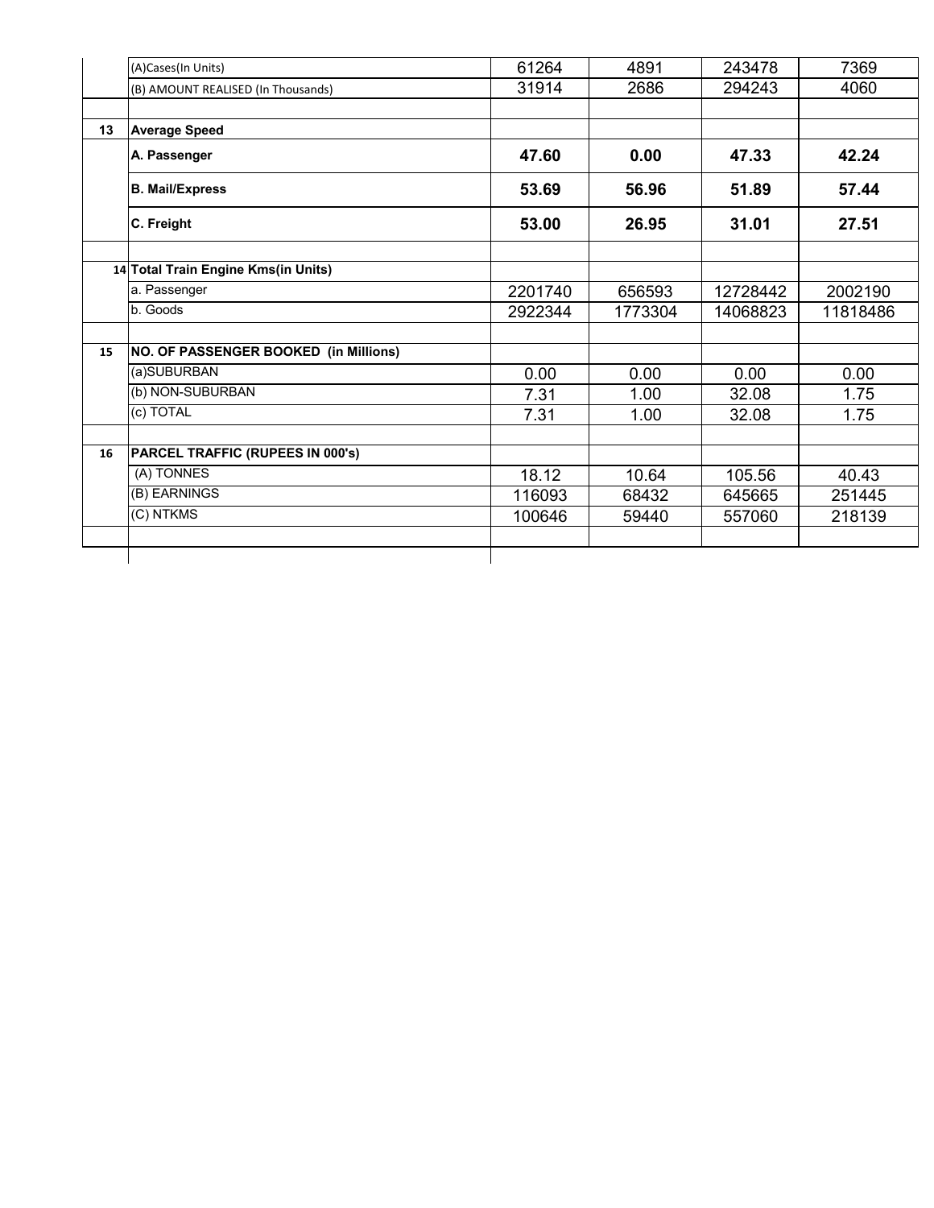| | | | | | |
|---|---|---|---|---|---|
| | (A)Cases(In Units) | 61264 | 4891 | 243478 | 7369 |
| | (B) AMOUNT REALISED (In Thousands) | 31914 | 2686 | 294243 | 4060 |
| | | | | | |
| 13 | **Average Speed** | | | | |
| | **A. Passenger** | **47.60** | **0.00** | **47.33** | **42.24** |
| | **B. Mail/Express** | **53.69** | **56.96** | **51.89** | **57.44** |
| | **C. Freight** | **53.00** | **26.95** | **31.01** | **27.51** |
| | | | | | |
| 14 | **Total Train Engine Kms(in Units)** | | | | |
| | a. Passenger | 2201740 | 656593 | 12728442 | 2002190 |
| | b. Goods | 2922344 | 1773304 | 14068823 | 11818486 |
| | | | | | |
| 15 | **NO. OF PASSENGER BOOKED (in Millions)** | | | | |
| | (a)SUBURBAN | 0.00 | 0.00 | 0.00 | 0.00 |
| | (b) NON-SUBURBAN | 7.31 | 1.00 | 32.08 | 1.75 |
| | (c) TOTAL | 7.31 | 1.00 | 32.08 | 1.75 |
| | | | | | |
| 16 | **PARCEL TRAFFIC (RUPEES IN 000's)** | | | | |
| | (A) TONNES | 18.12 | 10.64 | 105.56 | 40.43 |
| | (B) EARNINGS | 116093 | 68432 | 645665 | 251445 |
| | (C) NTKMS | 100646 | 59440 | 557060 | 218139 |